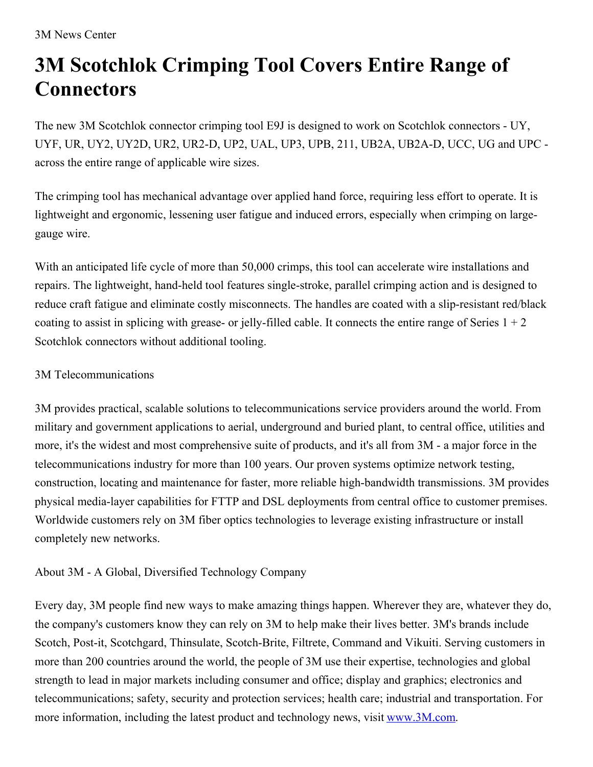3M News Center

# 3M Scotchlok Crimping Tool Covers Entire Range of Connectors

The new 3M Scotchlok connector crimping tool E9J is designed to work on Scotchlok connectors - UY, UYF, UR, UY2, UY2D, UR2, UR2-D, UP2, UAL, UP3, UPB, 211, UB2A, UB2A-D, UCC, UG and UPC - across the entire range of applicable wire sizes.

The crimping tool has mechanical advantage over applied hand force, requiring less effort to operate. It is lightweight and ergonomic, lessening user fatigue and induced errors, especially when crimping on large-gauge wire.

With an anticipated life cycle of more than 50,000 crimps, this tool can accelerate wire installations and repairs. The lightweight, hand-held tool features single-stroke, parallel crimping action and is designed to reduce craft fatigue and eliminate costly misconnects. The handles are coated with a slip-resistant red/black coating to assist in splicing with grease- or jelly-filled cable. It connects the entire range of Series 1 + 2 Scotchlok connectors without additional tooling.

3M Telecommunications

3M provides practical, scalable solutions to telecommunications service providers around the world. From military and government applications to aerial, underground and buried plant, to central office, utilities and more, it's the widest and most comprehensive suite of products, and it's all from 3M - a major force in the telecommunications industry for more than 100 years. Our proven systems optimize network testing, construction, locating and maintenance for faster, more reliable high-bandwidth transmissions. 3M provides physical media-layer capabilities for FTTP and DSL deployments from central office to customer premises. Worldwide customers rely on 3M fiber optics technologies to leverage existing infrastructure or install completely new networks.

About 3M - A Global, Diversified Technology Company

Every day, 3M people find new ways to make amazing things happen. Wherever they are, whatever they do, the company's customers know they can rely on 3M to help make their lives better. 3M's brands include Scotch, Post-it, Scotchgard, Thinsulate, Scotch-Brite, Filtrete, Command and Vikuiti. Serving customers in more than 200 countries around the world, the people of 3M use their expertise, technologies and global strength to lead in major markets including consumer and office; display and graphics; electronics and telecommunications; safety, security and protection services; health care; industrial and transportation. For more information, including the latest product and technology news, visit [www.3M.com](http://www.3M.com).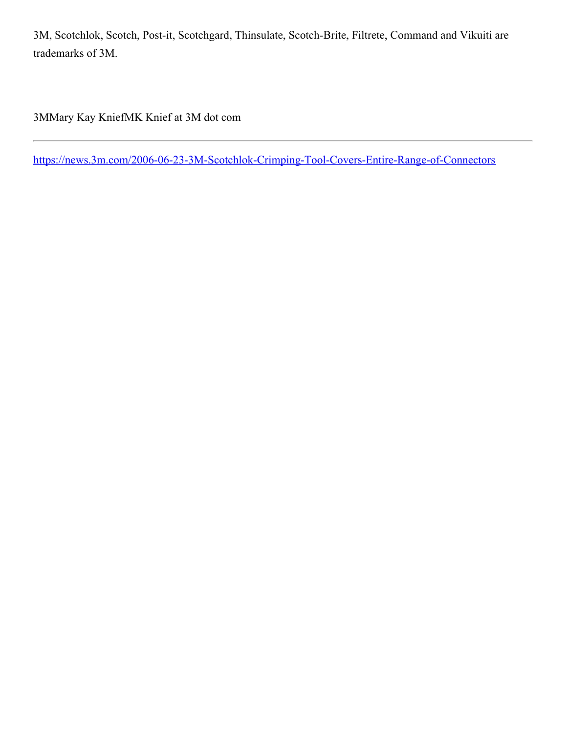3M, Scotchlok, Scotch, Post-it, Scotchgard, Thinsulate, Scotch-Brite, Filtrete, Command and Vikuiti are trademarks of 3M.

3MMary Kay KniefMK Knief at 3M dot com

---

https://news.3m.com/2006-06-23-3M-Scotchlok-Crimping-Tool-Covers-Entire-Range-of-Connectors